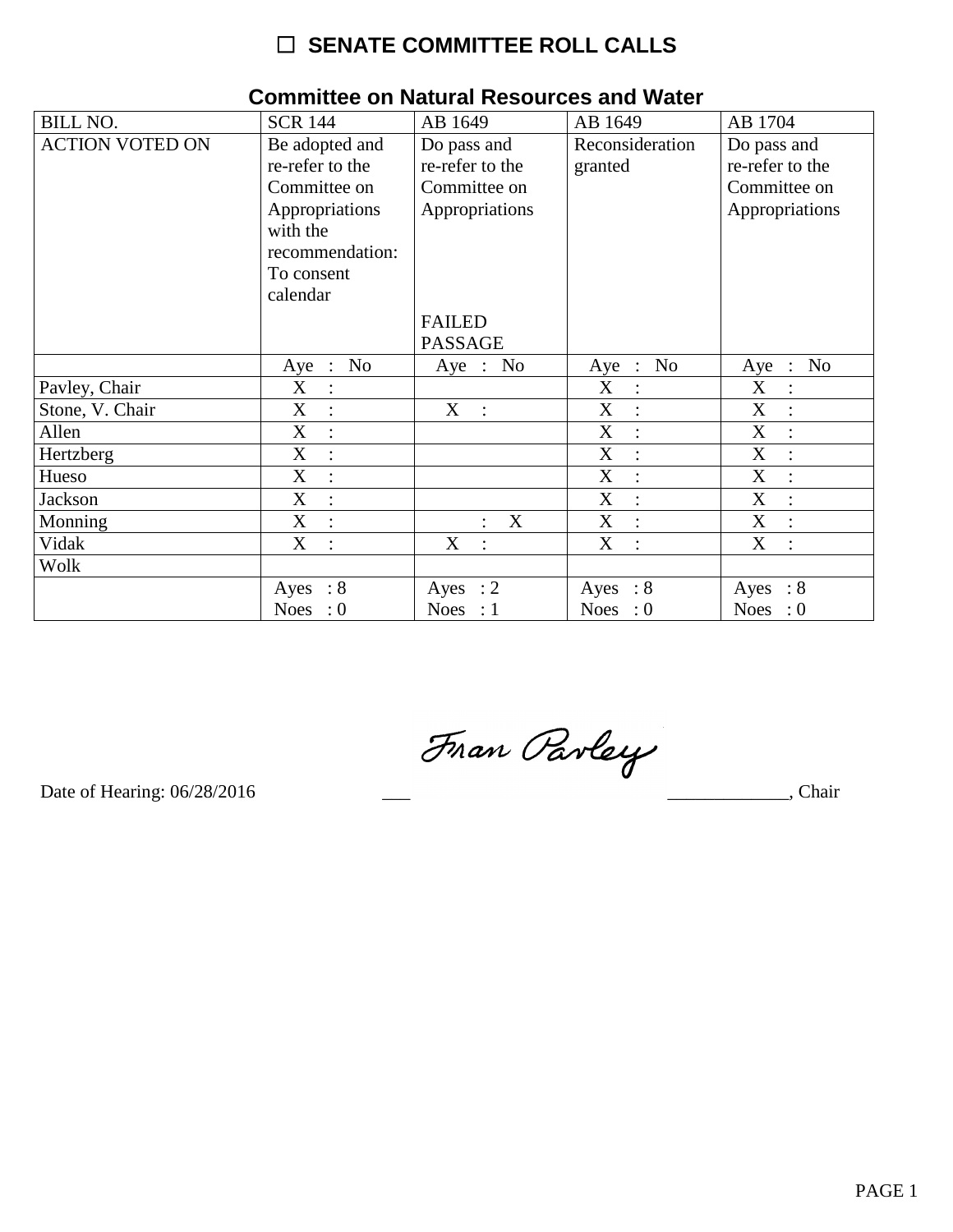☐ **SENATE COMMITTEE ROLL CALLS**

## Committee on Natural Resources and Water

| BILL NO. | SCR 144 | AB 1649 | AB 1649 | AB 1704 |
|---|---|---|---|---|
| ACTION VOTED ON | Be adopted and re-refer to the Committee on Appropriations with the recommendation: To consent calendar | Do pass and re-refer to the Committee on Appropriations FAILED PASSAGE | Reconsideration granted | Do pass and re-refer to the Committee on Appropriations |
| | Aye : No | Aye : No | Aye : No | Aye : No |
| Pavley, Chair | X : | | X : | X : |
| Stone, V. Chair | X : | X : | X : | X : |
| Allen | X : | | X : | X : |
| Hertzberg | X : | | X : | X : |
| Hueso | X : | | X : | X : |
| Jackson | X : | | X : | X : |
| Monning | X : | : X | X : | X : |
| Vidak | X : | X : | X : | X : |
| Wolk | | | | |
| | Ayes : 8 Noes : 0 | Ayes : 2 Noes : 1 | Ayes : 8 Noes : 0 | Ayes : 8 Noes : 0 |

Date of Hearing: 06/28/2016

Fran Pavley, Chair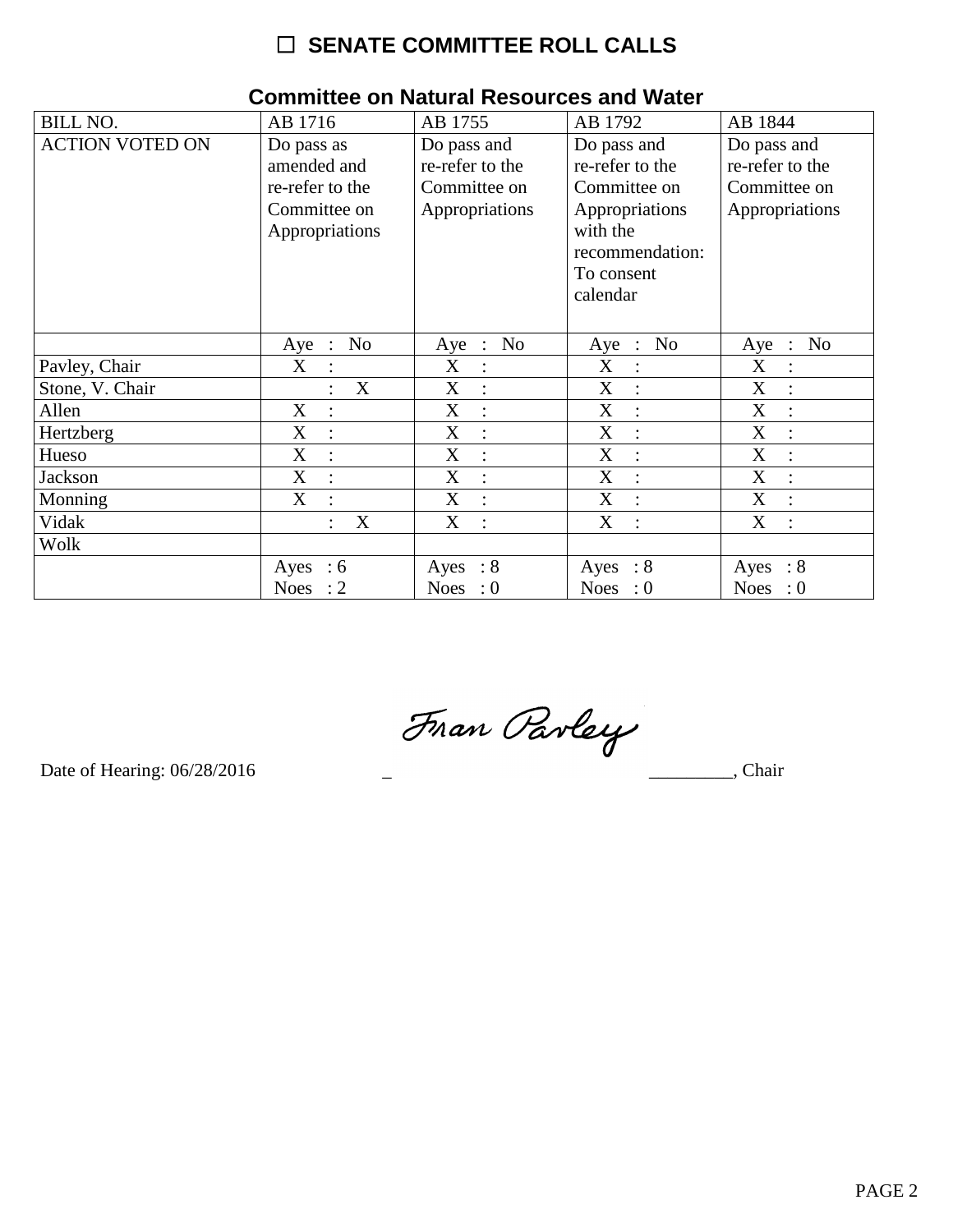# ☐ SENATE COMMITTEE ROLL CALLS

## Committee on Natural Resources and Water

| BILL NO. | AB 1716 | AB 1755 | AB 1792 | AB 1844 |
|---|---|---|---|---|
| ACTION VOTED ON | Do pass as amended and re-refer to the Committee on Appropriations | Do pass and re-refer to the Committee on Appropriations | Do pass and re-refer to the Committee on Appropriations with the recommendation: To consent calendar | Do pass and re-refer to the Committee on Appropriations |
| | Aye : No | Aye : No | Aye : No | Aye : No |
| Pavley, Chair | X : | X : | X : | X : |
| Stone, V. Chair | : X | X : | X : | X : |
| Allen | X : | X : | X : | X : |
| Hertzberg | X : | X : | X : | X : |
| Hueso | X : | X : | X : | X : |
| Jackson | X : | X : | X : | X : |
| Monning | X : | X : | X : | X : |
| Vidak | : X | X : | X : | X : |
| Wolk | | | | |
| | Ayes : 6 Noes : 2 | Ayes : 8 Noes : 0 | Ayes : 8 Noes : 0 | Ayes : 8 Noes : 0 |

Date of Hearing: 06/28/2016

Fran Pavley, Chair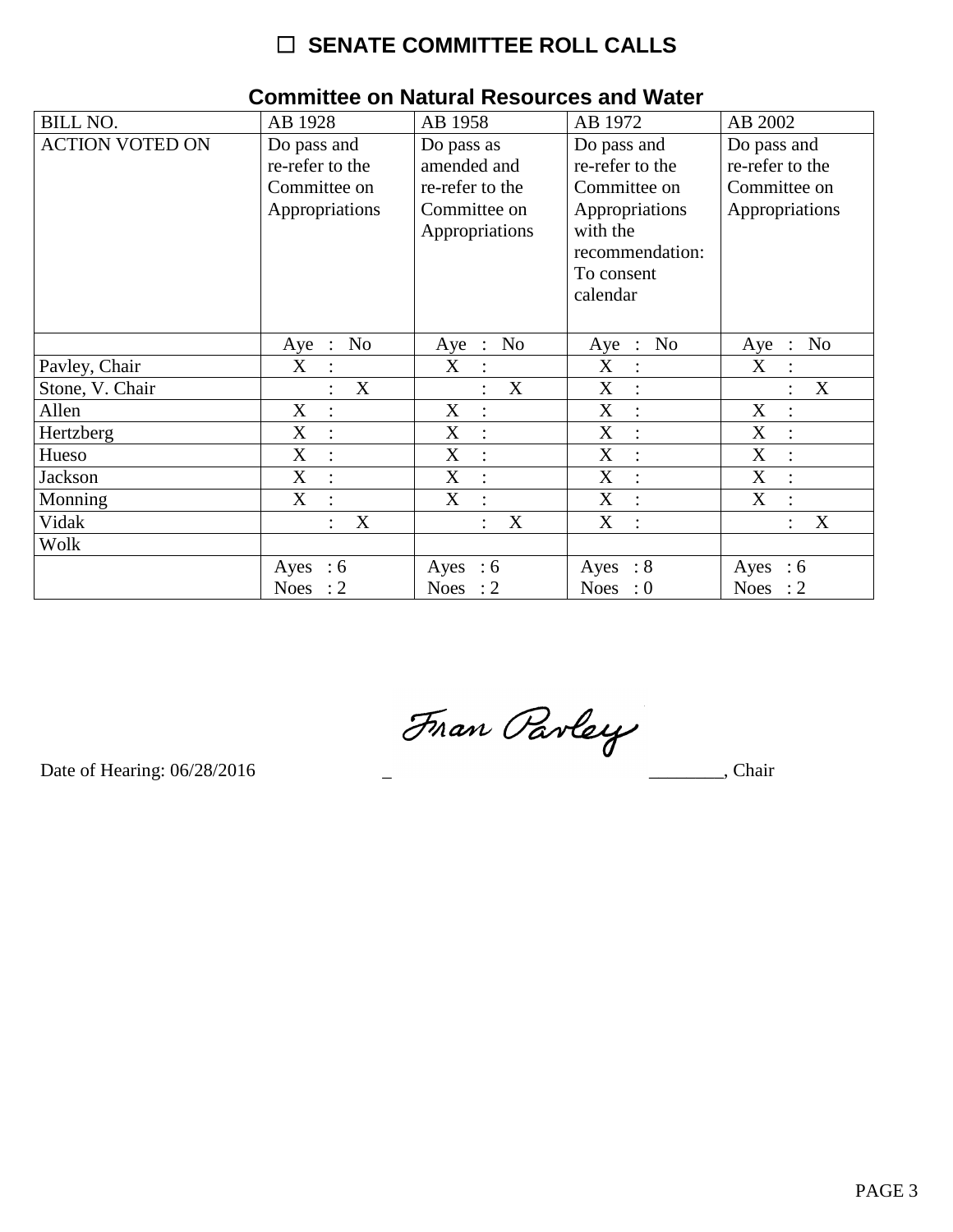# ☐ SENATE COMMITTEE ROLL CALLS

## Committee on Natural Resources and Water

| BILL NO. | AB 1928 | AB 1958 | AB 1972 | AB 2002 |
|---|---|---|---|---|
| ACTION VOTED ON | Do pass and re-refer to the Committee on Appropriations | Do pass as amended and re-refer to the Committee on Appropriations | Do pass and re-refer to the Committee on Appropriations with the recommendation: To consent calendar | Do pass and re-refer to the Committee on Appropriations |
| | Aye : No | Aye : No | Aye : No | Aye : No |
| Pavley, Chair | X : | X : | X : | X : |
| Stone, V. Chair | : X | : X | X : | : X |
| Allen | X : | X : | X : | X : |
| Hertzberg | X : | X : | X : | X : |
| Hueso | X : | X : | X : | X : |
| Jackson | X : | X : | X : | X : |
| Monning | X : | X : | X : | X : |
| Vidak | : X | : X | X : | : X |
| Wolk | | | | |
| | Ayes : 6<br>Noes : 2 | Ayes : 6<br>Noes : 2 | Ayes : 8<br>Noes : 0 | Ayes : 6<br>Noes : 2 |

Date of Hearing: 06/28/2016

Fran Pavley, Chair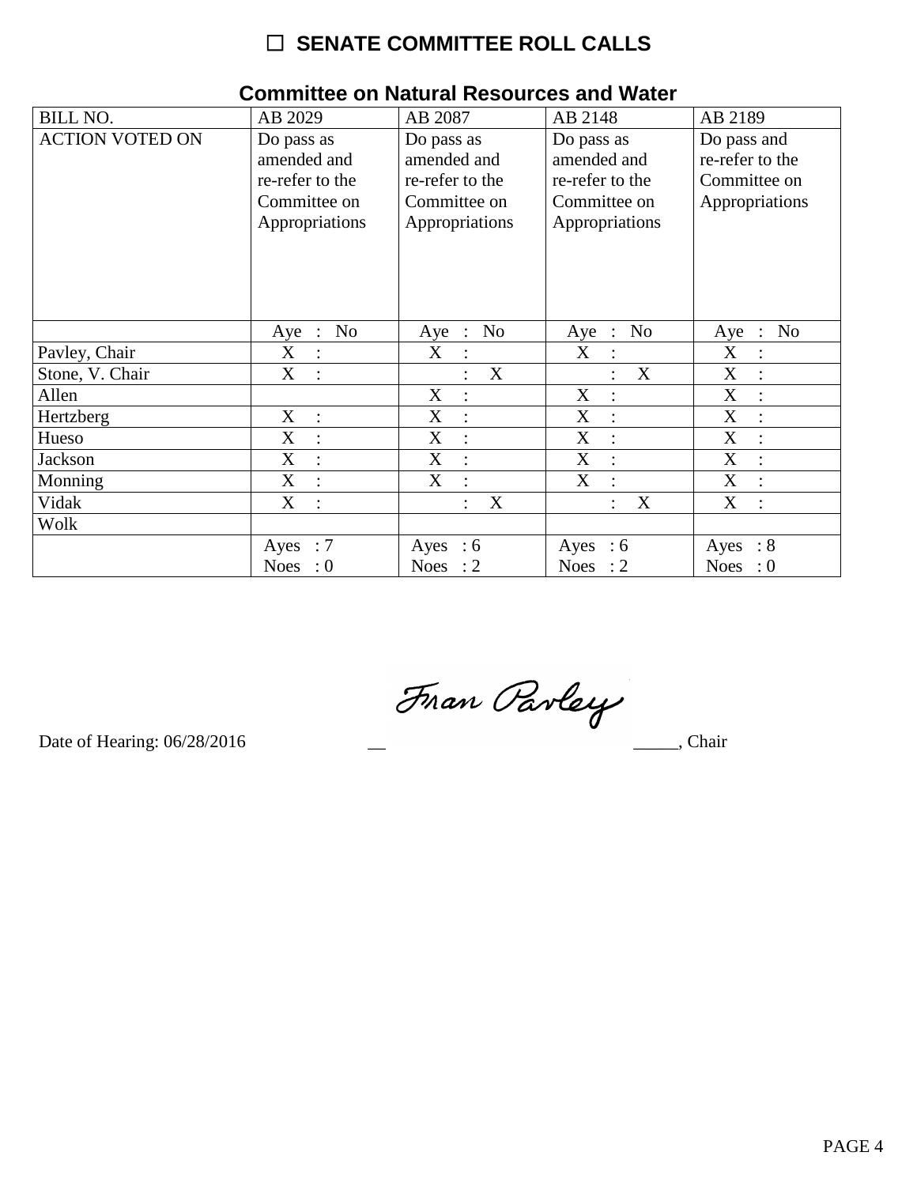☐ **SENATE COMMITTEE ROLL CALLS**

## Committee on Natural Resources and Water

| BILL NO. | AB 2029 | AB 2087 | AB 2148 | AB 2189 |
|---|---|---|---|---|
| ACTION VOTED ON | Do pass as amended and re-refer to the Committee on Appropriations | Do pass as amended and re-refer to the Committee on Appropriations | Do pass as amended and re-refer to the Committee on Appropriations | Do pass and re-refer to the Committee on Appropriations |
| | Aye : No | Aye : No | Aye : No | Aye : No |
| Pavley, Chair | X : | X : | X : | X : |
| Stone, V. Chair | X : | : X | : X | X : |
| Allen | | X : | X : | X : |
| Hertzberg | X : | X : | X : | X : |
| Hueso | X : | X : | X : | X : |
| Jackson | X : | X : | X : | X : |
| Monning | X : | X : | X : | X : |
| Vidak | X : | : X | : X | X : |
| Wolk | | | | |
| | Ayes : 7 Noes : 0 | Ayes : 6 Noes : 2 | Ayes : 6 Noes : 2 | Ayes : 8 Noes : 0 |

Date of Hearing: 06/28/2016

Fran Pavley, Chair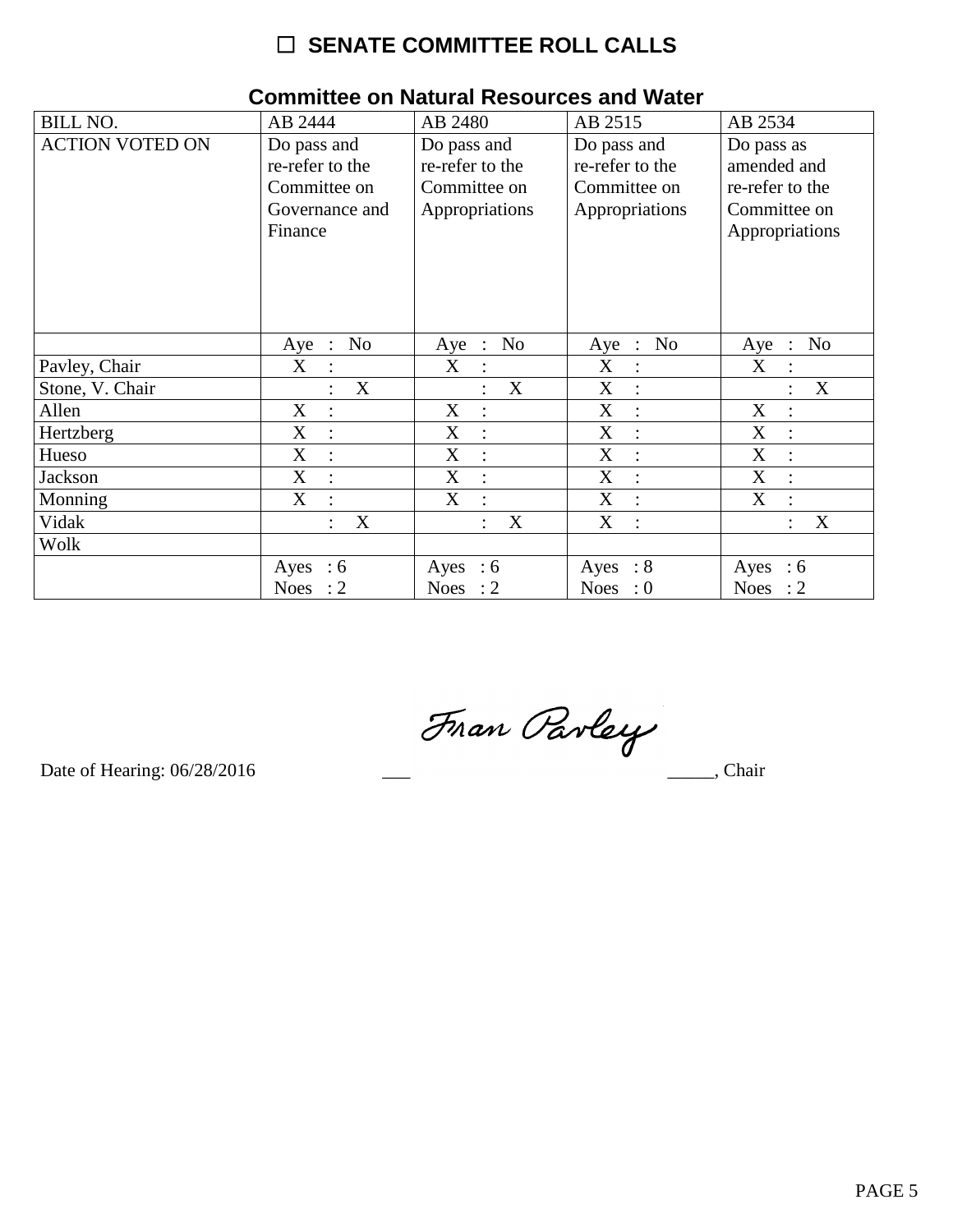# ☐ SENATE COMMITTEE ROLL CALLS

## Committee on Natural Resources and Water

| BILL NO. | AB 2444 | AB 2480 | AB 2515 | AB 2534 |
|---|---|---|---|---|
| ACTION VOTED ON | Do pass and re-refer to the Committee on Governance and Finance | Do pass and re-refer to the Committee on Appropriations | Do pass and re-refer to the Committee on Appropriations | Do pass as amended and re-refer to the Committee on Appropriations |
| | Aye : No | Aye : No | Aye : No | Aye : No |
| Pavley, Chair | X : | X : | X : | X : |
| Stone, V. Chair | : X | : X | X : | : X |
| Allen | X : | X : | X : | X : |
| Hertzberg | X : | X : | X : | X : |
| Hueso | X : | X : | X : | X : |
| Jackson | X : | X : | X : | X : |
| Monning | X : | X : | X : | X : |
| Vidak | : X | : X | X : | : X |
| Wolk | | | | |
| | Ayes : 6<br>Noes : 2 | Ayes : 6<br>Noes : 2 | Ayes : 8<br>Noes : 0 | Ayes : 6<br>Noes : 2 |

Date of Hearing: 06/28/2016 ___ Fran Pavley _____, Chair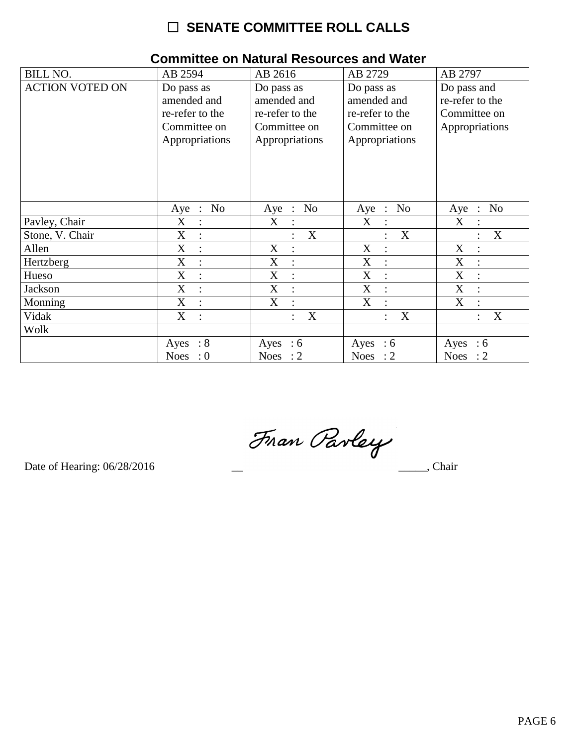# ☐ SENATE COMMITTEE ROLL CALLS

## Committee on Natural Resources and Water

| BILL NO. | AB 2594 | AB 2616 | AB 2729 | AB 2797 |
|---|---|---|---|---|
| ACTION VOTED ON | Do pass as amended and re-refer to the Committee on Appropriations | Do pass as amended and re-refer to the Committee on Appropriations | Do pass as amended and re-refer to the Committee on Appropriations | Do pass and re-refer to the Committee on Appropriations |
| | Aye : No | Aye : No | Aye : No | Aye : No |
| Pavley, Chair | X : | X : | X : | X : |
| Stone, V. Chair | X : | : X | : X | : X |
| Allen | X : | X : | X : | X : |
| Hertzberg | X : | X : | X : | X : |
| Hueso | X : | X : | X : | X : |
| Jackson | X : | X : | X : | X : |
| Monning | X : | X : | X : | X : |
| Vidak | X : | : X | : X | : X |
| Wolk | | | | |
| | Ayes : 8 Noes : 0 | Ayes : 6 Noes : 2 | Ayes : 6 Noes : 2 | Ayes : 6 Noes : 2 |

Date of Hearing: 06/28/2016

Fran Pavley, Chair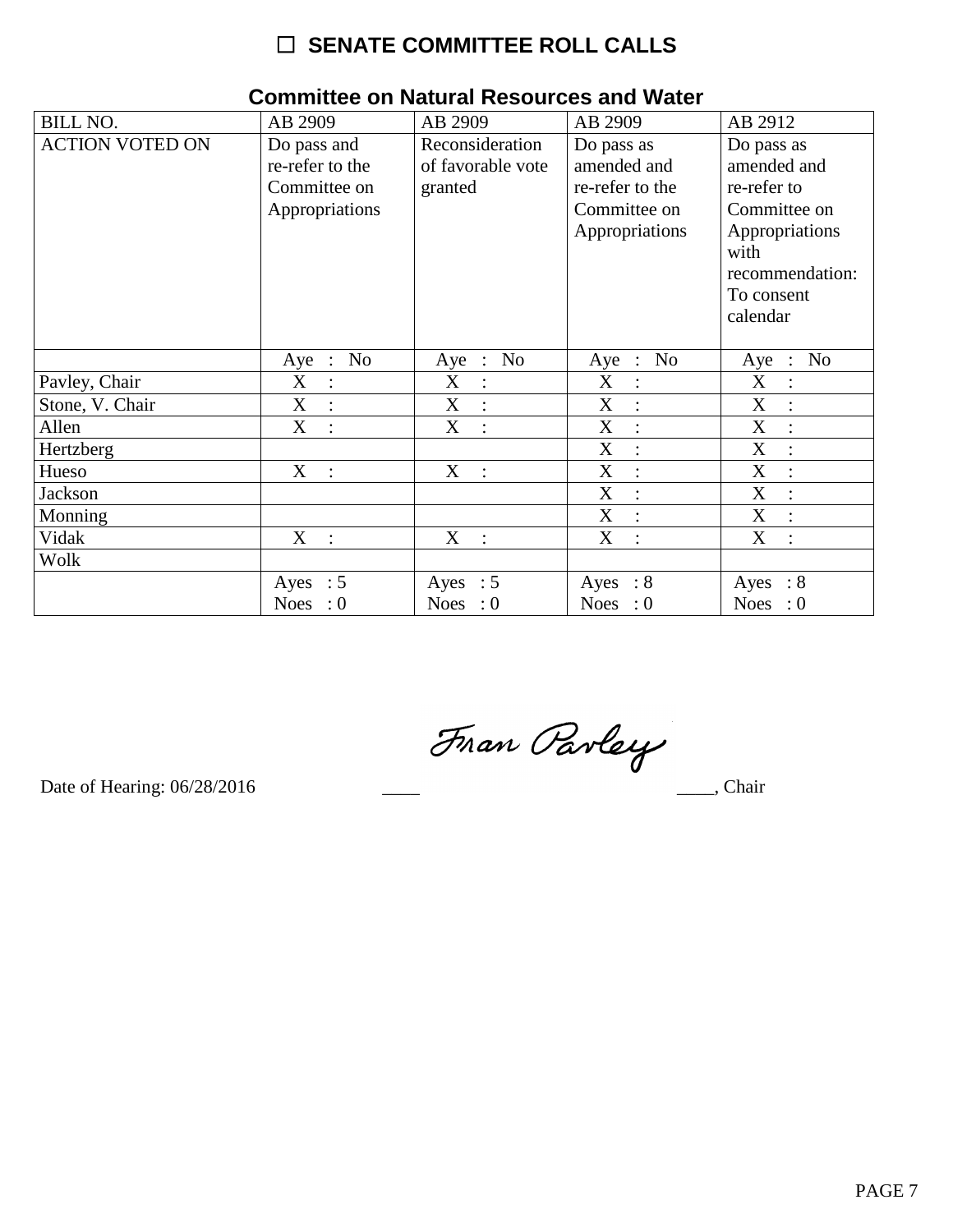# ☐ SENATE COMMITTEE ROLL CALLS

## Committee on Natural Resources and Water

| BILL NO. | AB 2909 | AB 2909 | AB 2909 | AB 2912 |
|---|---|---|---|---|
| ACTION VOTED ON | Do pass and re-refer to the Committee on Appropriations | Reconsideration of favorable vote granted | Do pass as amended and re-refer to the Committee on Appropriations | Do pass as amended and re-refer to Committee on Appropriations with recommendation: To consent calendar |
| | Aye : No | Aye : No | Aye : No | Aye : No |
| Pavley, Chair | X : | X : | X : | X : |
| Stone, V. Chair | X : | X : | X : | X : |
| Allen | X : | X : | X : | X : |
| Hertzberg | | | X : | X : |
| Hueso | X : | X : | X : | X : |
| Jackson | | | X : | X : |
| Monning | | | X : | X : |
| Vidak | X : | X : | X : | X : |
| Wolk | | | | |
| | Ayes : 5<br>Noes : 0 | Ayes : 5<br>Noes : 0 | Ayes : 8<br>Noes : 0 | Ayes : 8<br>Noes : 0 |

Date of Hearing: 06/28/2016 ____ Fran Pavley ____, Chair